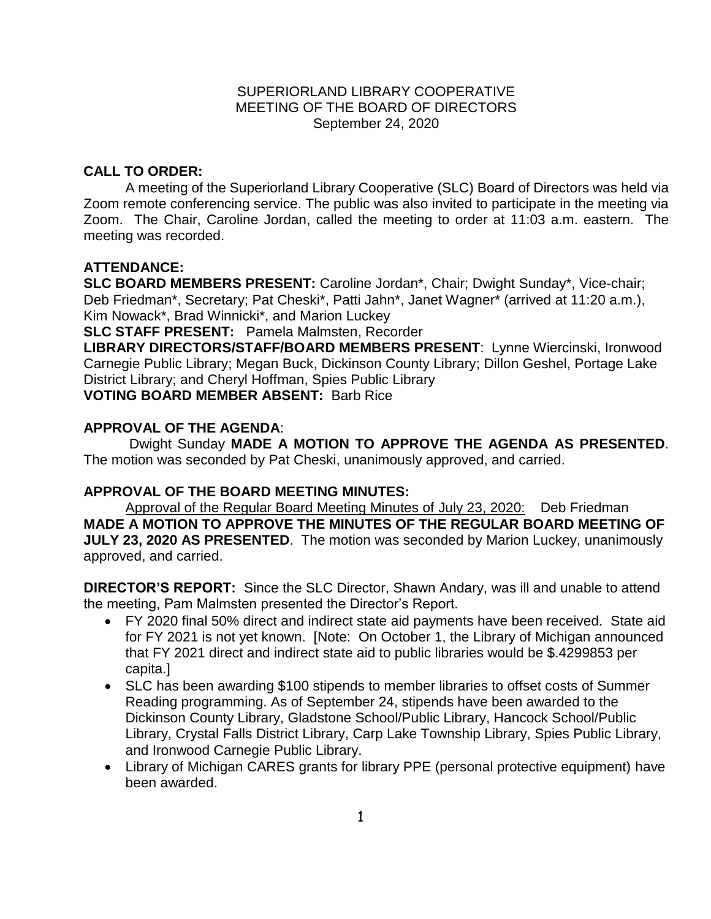SUPERIORLAND LIBRARY COOPERATIVE
MEETING OF THE BOARD OF DIRECTORS
September 24, 2020

**CALL TO ORDER:**

A meeting of the Superiorland Library Cooperative (SLC) Board of Directors was held via Zoom remote conferencing service. The public was also invited to participate in the meeting via Zoom. The Chair, Caroline Jordan, called the meeting to order at 11:03 a.m. eastern. The meeting was recorded.

**ATTENDANCE:**

**SLC BOARD MEMBERS PRESENT:** Caroline Jordan*, Chair; Dwight Sunday*, Vice-chair; Deb Friedman*, Secretary; Pat Cheski*, Patti Jahn*, Janet Wagner* (arrived at 11:20 a.m.), Kim Nowack*, Brad Winnicki*, and Marion Luckey

**SLC STAFF PRESENT:** Pamela Malmsten, Recorder

**LIBRARY DIRECTORS/STAFF/BOARD MEMBERS PRESENT**: Lynne Wiercinski, Ironwood Carnegie Public Library; Megan Buck, Dickinson County Library; Dillon Geshel, Portage Lake District Library; and Cheryl Hoffman, Spies Public Library

**VOTING BOARD MEMBER ABSENT:** Barb Rice

**APPROVAL OF THE AGENDA**:

Dwight Sunday **MADE A MOTION TO APPROVE THE AGENDA AS PRESENTED**. The motion was seconded by Pat Cheski, unanimously approved, and carried.

**APPROVAL OF THE BOARD MEETING MINUTES:**

<u>Approval of the Regular Board Meeting Minutes of July 23, 2020:</u> Deb Friedman **MADE A MOTION TO APPROVE THE MINUTES OF THE REGULAR BOARD MEETING OF JULY 23, 2020 AS PRESENTED**. The motion was seconded by Marion Luckey, unanimously approved, and carried.

**DIRECTOR'S REPORT:** Since the SLC Director, Shawn Andary, was ill and unable to attend the meeting, Pam Malmsten presented the Director's Report.

- FY 2020 final 50% direct and indirect state aid payments have been received. State aid for FY 2021 is not yet known. [Note: On October 1, the Library of Michigan announced that FY 2021 direct and indirect state aid to public libraries would be $.4299853 per capita.]
- SLC has been awarding $100 stipends to member libraries to offset costs of Summer Reading programming. As of September 24, stipends have been awarded to the Dickinson County Library, Gladstone School/Public Library, Hancock School/Public Library, Crystal Falls District Library, Carp Lake Township Library, Spies Public Library, and Ironwood Carnegie Public Library.
- Library of Michigan CARES grants for library PPE (personal protective equipment) have been awarded.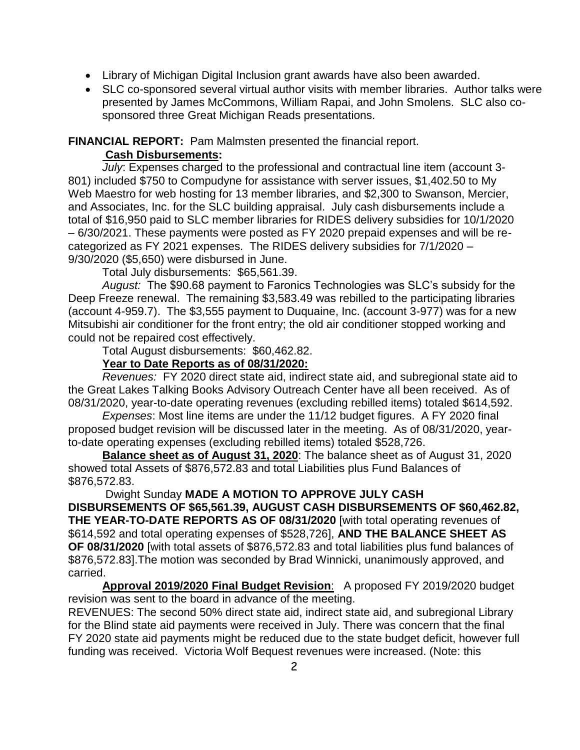- Library of Michigan Digital Inclusion grant awards have also been awarded.
- SLC co-sponsored several virtual author visits with member libraries. Author talks were presented by James McCommons, William Rapai, and John Smolens. SLC also co-sponsored three Great Michigan Reads presentations.

**FINANCIAL REPORT:** Pam Malmsten presented the financial report.

**Cash Disbursements:**

*July*: Expenses charged to the professional and contractual line item (account 3-801) included $750 to Compudyne for assistance with server issues, $1,402.50 to My Web Maestro for web hosting for 13 member libraries, and $2,300 to Swanson, Mercier, and Associates, Inc. for the SLC building appraisal. July cash disbursements include a total of $16,950 paid to SLC member libraries for RIDES delivery subsidies for 10/1/2020 – 6/30/2021. These payments were posted as FY 2020 prepaid expenses and will be re-categorized as FY 2021 expenses. The RIDES delivery subsidies for 7/1/2020 – 9/30/2020 ($5,650) were disbursed in June.

Total July disbursements: $65,561.39.

*August:* The $90.68 payment to Faronics Technologies was SLC's subsidy for the Deep Freeze renewal. The remaining $3,583.49 was rebilled to the participating libraries (account 4-959.7). The $3,555 payment to Duquaine, Inc. (account 3-977) was for a new Mitsubishi air conditioner for the front entry; the old air conditioner stopped working and could not be repaired cost effectively.

Total August disbursements: $60,462.82.

**Year to Date Reports as of 08/31/2020:**

*Revenues:* FY 2020 direct state aid, indirect state aid, and subregional state aid to the Great Lakes Talking Books Advisory Outreach Center have all been received. As of 08/31/2020, year-to-date operating revenues (excluding rebilled items) totaled $614,592.

*Expenses*: Most line items are under the 11/12 budget figures. A FY 2020 final proposed budget revision will be discussed later in the meeting. As of 08/31/2020, year-to-date operating expenses (excluding rebilled items) totaled $528,726.

**Balance sheet as of August 31, 2020**: The balance sheet as of August 31, 2020 showed total Assets of $876,572.83 and total Liabilities plus Fund Balances of $876,572.83.

Dwight Sunday **MADE A MOTION TO APPROVE JULY CASH DISBURSEMENTS OF $65,561.39, AUGUST CASH DISBURSEMENTS OF $60,462.82, THE YEAR-TO-DATE REPORTS AS OF 08/31/2020** [with total operating revenues of $614,592 and total operating expenses of $528,726], **AND THE BALANCE SHEET AS OF 08/31/2020** [with total assets of $876,572.83 and total liabilities plus fund balances of $876,572.83].The motion was seconded by Brad Winnicki, unanimously approved, and carried.

**Approval 2019/2020 Final Budget Revision**: A proposed FY 2019/2020 budget revision was sent to the board in advance of the meeting.

REVENUES: The second 50% direct state aid, indirect state aid, and subregional Library for the Blind state aid payments were received in July. There was concern that the final FY 2020 state aid payments might be reduced due to the state budget deficit, however full funding was received. Victoria Wolf Bequest revenues were increased. (Note: this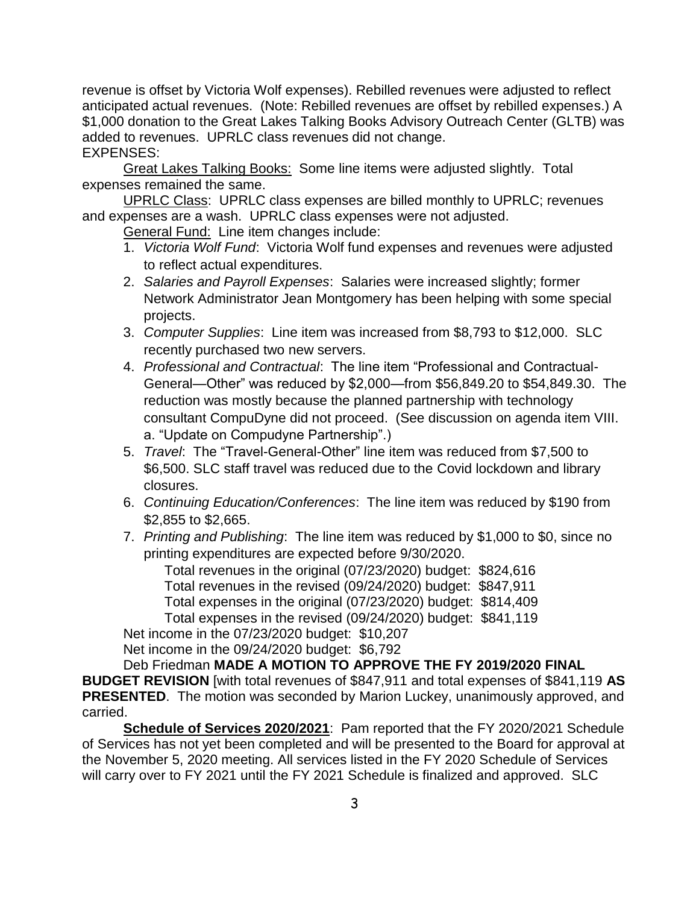revenue is offset by Victoria Wolf expenses). Rebilled revenues were adjusted to reflect anticipated actual revenues. (Note: Rebilled revenues are offset by rebilled expenses.) A $1,000 donation to the Great Lakes Talking Books Advisory Outreach Center (GLTB) was added to revenues. UPRLC class revenues did not change.

EXPENSES:

<u>Great Lakes Talking Books:</u> Some line items were adjusted slightly. Total expenses remained the same.

<u>UPRLC Class</u>: UPRLC class expenses are billed monthly to UPRLC; revenues and expenses are a wash. UPRLC class expenses were not adjusted.

<u>General Fund:</u> Line item changes include:

1. *Victoria Wolf Fund*: Victoria Wolf fund expenses and revenues were adjusted to reflect actual expenditures.
2. *Salaries and Payroll Expenses*: Salaries were increased slightly; former Network Administrator Jean Montgomery has been helping with some special projects.
3. *Computer Supplies*: Line item was increased from $8,793 to $12,000. SLC recently purchased two new servers.
4. *Professional and Contractual*: The line item "Professional and Contractual-General—Other" was reduced by $2,000—from $56,849.20 to $54,849.30. The reduction was mostly because the planned partnership with technology consultant CompuDyne did not proceed. (See discussion on agenda item VIII. a. "Update on Compudyne Partnership".)
5. *Travel*: The "Travel-General-Other" line item was reduced from $7,500 to $6,500. SLC staff travel was reduced due to the Covid lockdown and library closures.
6. *Continuing Education/Conferences*: The line item was reduced by $190 from $2,855 to $2,665.
7. *Printing and Publishing*: The line item was reduced by $1,000 to $0, since no printing expenditures are expected before 9/30/2020.

Total revenues in the original (07/23/2020) budget: $824,616
Total revenues in the revised (09/24/2020) budget: $847,911
Total expenses in the original (07/23/2020) budget: $814,409
Total expenses in the revised (09/24/2020) budget: $841,119

Net income in the 07/23/2020 budget: $10,207
Net income in the 09/24/2020 budget: $6,792

Deb Friedman **MADE A MOTION TO APPROVE THE FY 2019/2020 FINAL BUDGET REVISION** [with total revenues of $847,911 and total expenses of $841,119 **AS PRESENTED**. The motion was seconded by Marion Luckey, unanimously approved, and carried.

**<u>Schedule of Services 2020/2021</u>**: Pam reported that the FY 2020/2021 Schedule of Services has not yet been completed and will be presented to the Board for approval at the November 5, 2020 meeting. All services listed in the FY 2020 Schedule of Services will carry over to FY 2021 until the FY 2021 Schedule is finalized and approved. SLC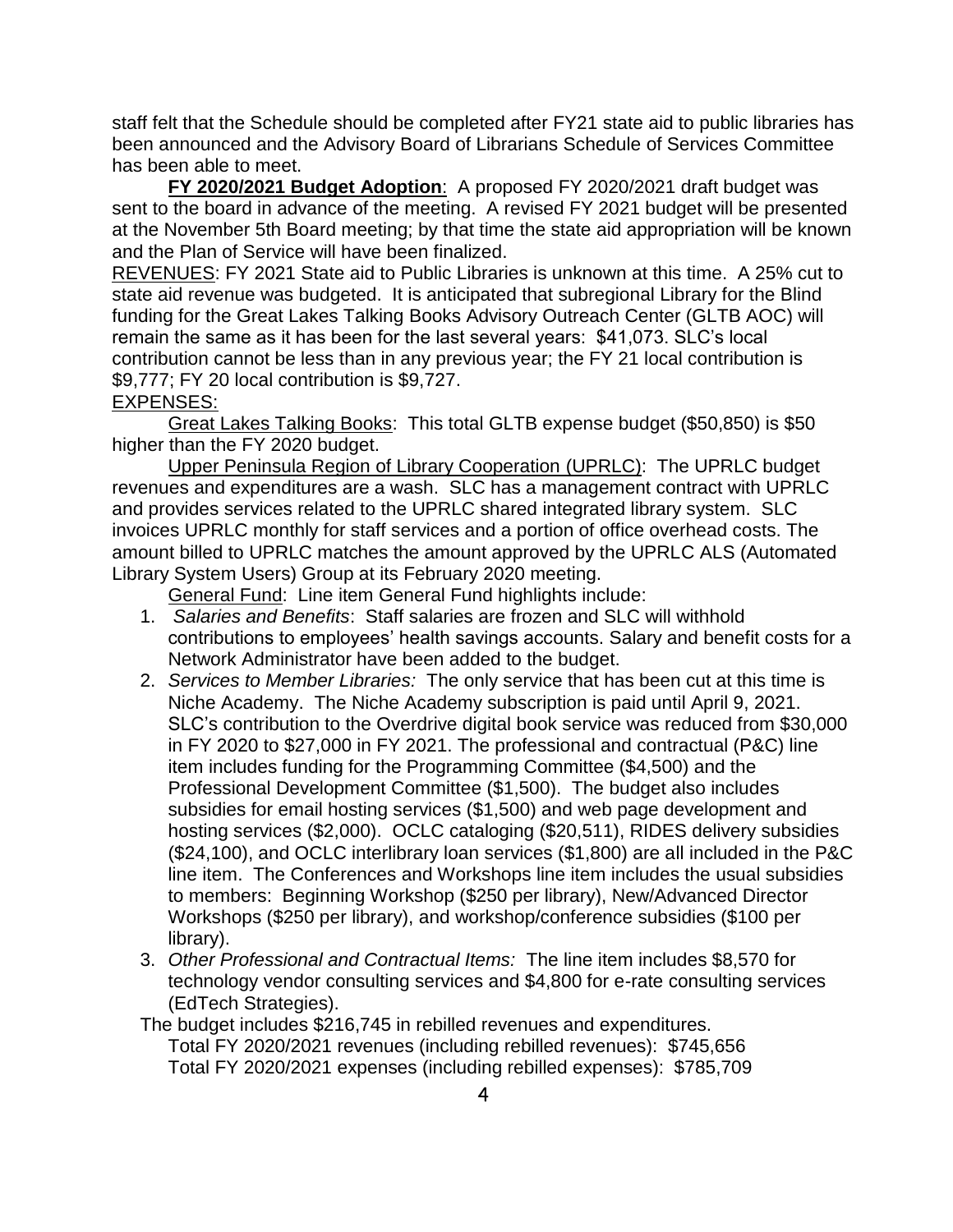staff felt that the Schedule should be completed after FY21 state aid to public libraries has been announced and the Advisory Board of Librarians Schedule of Services Committee has been able to meet.

**FY 2020/2021 Budget Adoption**: A proposed FY 2020/2021 draft budget was sent to the board in advance of the meeting. A revised FY 2021 budget will be presented at the November 5th Board meeting; by that time the state aid appropriation will be known and the Plan of Service will have been finalized.

REVENUES: FY 2021 State aid to Public Libraries is unknown at this time. A 25% cut to state aid revenue was budgeted. It is anticipated that subregional Library for the Blind funding for the Great Lakes Talking Books Advisory Outreach Center (GLTB AOC) will remain the same as it has been for the last several years: $41,073. SLC's local contribution cannot be less than in any previous year; the FY 21 local contribution is $9,777; FY 20 local contribution is $9,727.

EXPENSES:

Great Lakes Talking Books: This total GLTB expense budget ($50,850) is $50 higher than the FY 2020 budget.

Upper Peninsula Region of Library Cooperation (UPRLC): The UPRLC budget revenues and expenditures are a wash. SLC has a management contract with UPRLC and provides services related to the UPRLC shared integrated library system. SLC invoices UPRLC monthly for staff services and a portion of office overhead costs. The amount billed to UPRLC matches the amount approved by the UPRLC ALS (Automated Library System Users) Group at its February 2020 meeting.

General Fund: Line item General Fund highlights include:

1. *Salaries and Benefits*: Staff salaries are frozen and SLC will withhold contributions to employees' health savings accounts. Salary and benefit costs for a Network Administrator have been added to the budget.
2. *Services to Member Libraries:* The only service that has been cut at this time is Niche Academy. The Niche Academy subscription is paid until April 9, 2021. SLC's contribution to the Overdrive digital book service was reduced from $30,000 in FY 2020 to $27,000 in FY 2021. The professional and contractual (P&C) line item includes funding for the Programming Committee ($4,500) and the Professional Development Committee ($1,500). The budget also includes subsidies for email hosting services ($1,500) and web page development and hosting services ($2,000). OCLC cataloging ($20,511), RIDES delivery subsidies ($24,100), and OCLC interlibrary loan services ($1,800) are all included in the P&C line item. The Conferences and Workshops line item includes the usual subsidies to members: Beginning Workshop ($250 per library), New/Advanced Director Workshops ($250 per library), and workshop/conference subsidies ($100 per library).
3. *Other Professional and Contractual Items:* The line item includes $8,570 for technology vendor consulting services and $4,800 for e-rate consulting services (EdTech Strategies).

The budget includes $216,745 in rebilled revenues and expenditures.

Total FY 2020/2021 revenues (including rebilled revenues): $745,656

Total FY 2020/2021 expenses (including rebilled expenses): $785,709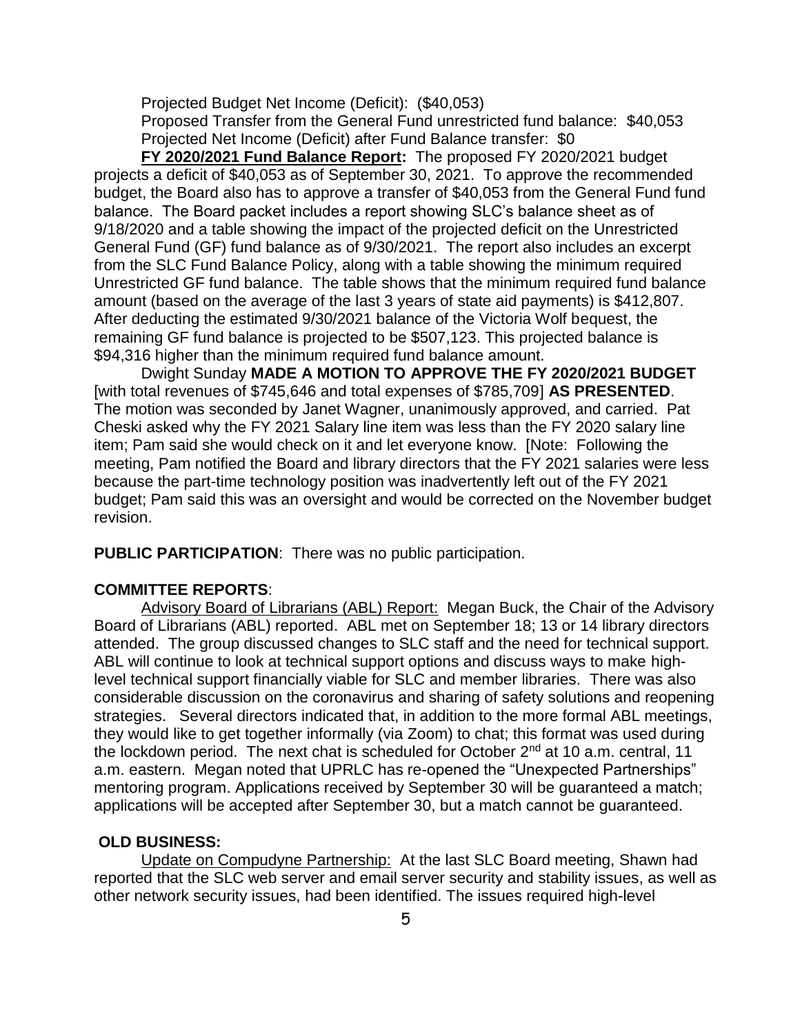Projected Budget Net Income (Deficit): ($40,053)
Proposed Transfer from the General Fund unrestricted fund balance: $40,053
Projected Net Income (Deficit) after Fund Balance transfer: $0

**FY 2020/2021 Fund Balance Report:** The proposed FY 2020/2021 budget projects a deficit of $40,053 as of September 30, 2021. To approve the recommended budget, the Board also has to approve a transfer of $40,053 from the General Fund fund balance. The Board packet includes a report showing SLC's balance sheet as of 9/18/2020 and a table showing the impact of the projected deficit on the Unrestricted General Fund (GF) fund balance as of 9/30/2021. The report also includes an excerpt from the SLC Fund Balance Policy, along with a table showing the minimum required Unrestricted GF fund balance. The table shows that the minimum required fund balance amount (based on the average of the last 3 years of state aid payments) is $412,807. After deducting the estimated 9/30/2021 balance of the Victoria Wolf bequest, the remaining GF fund balance is projected to be $507,123. This projected balance is $94,316 higher than the minimum required fund balance amount.

Dwight Sunday **MADE A MOTION TO APPROVE THE FY 2020/2021 BUDGET** [with total revenues of $745,646 and total expenses of $785,709] **AS PRESENTED**. The motion was seconded by Janet Wagner, unanimously approved, and carried. Pat Cheski asked why the FY 2021 Salary line item was less than the FY 2020 salary line item; Pam said she would check on it and let everyone know. [Note: Following the meeting, Pam notified the Board and library directors that the FY 2021 salaries were less because the part-time technology position was inadvertently left out of the FY 2021 budget; Pam said this was an oversight and would be corrected on the November budget revision.

**PUBLIC PARTICIPATION**: There was no public participation.

**COMMITTEE REPORTS**:

Advisory Board of Librarians (ABL) Report: Megan Buck, the Chair of the Advisory Board of Librarians (ABL) reported. ABL met on September 18; 13 or 14 library directors attended. The group discussed changes to SLC staff and the need for technical support. ABL will continue to look at technical support options and discuss ways to make high-level technical support financially viable for SLC and member libraries. There was also considerable discussion on the coronavirus and sharing of safety solutions and reopening strategies. Several directors indicated that, in addition to the more formal ABL meetings, they would like to get together informally (via Zoom) to chat; this format was used during the lockdown period. The next chat is scheduled for October 2nd at 10 a.m. central, 11 a.m. eastern. Megan noted that UPRLC has re-opened the "Unexpected Partnerships" mentoring program. Applications received by September 30 will be guaranteed a match; applications will be accepted after September 30, but a match cannot be guaranteed.

**OLD BUSINESS:**

Update on Compudyne Partnership: At the last SLC Board meeting, Shawn had reported that the SLC web server and email server security and stability issues, as well as other network security issues, had been identified. The issues required high-level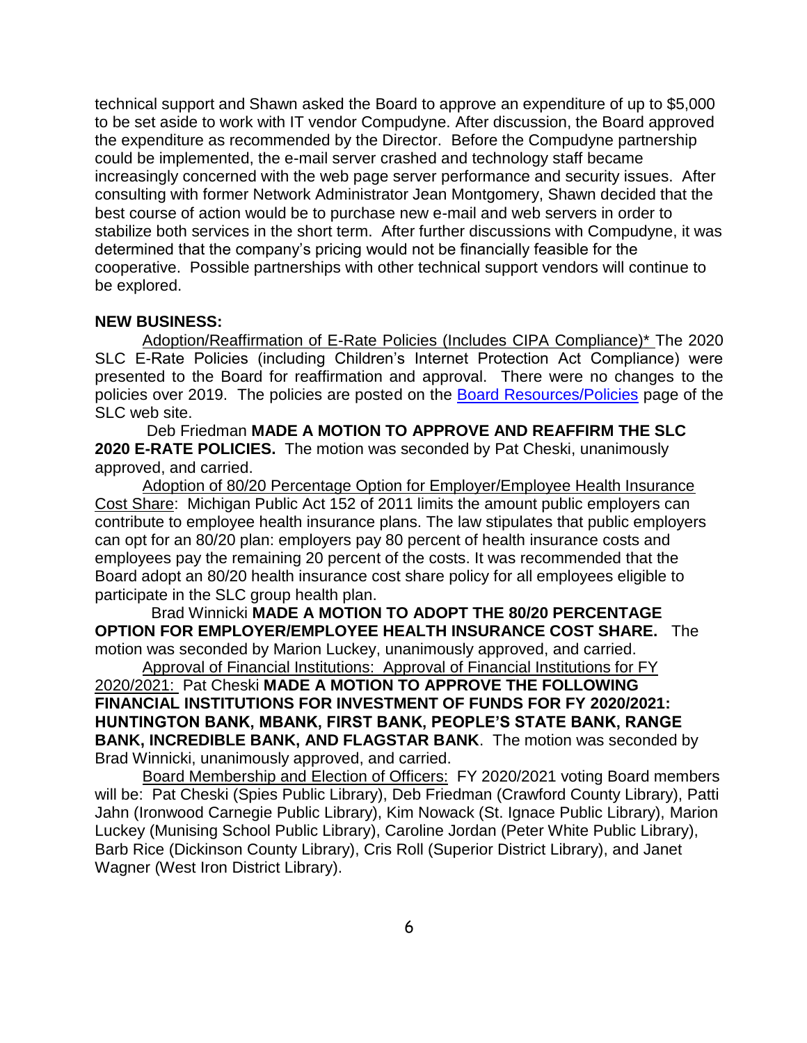technical support and Shawn asked the Board to approve an expenditure of up to $5,000 to be set aside to work with IT vendor Compudyne. After discussion, the Board approved the expenditure as recommended by the Director. Before the Compudyne partnership could be implemented, the e-mail server crashed and technology staff became increasingly concerned with the web page server performance and security issues. After consulting with former Network Administrator Jean Montgomery, Shawn decided that the best course of action would be to purchase new e-mail and web servers in order to stabilize both services in the short term. After further discussions with Compudyne, it was determined that the company's pricing would not be financially feasible for the cooperative. Possible partnerships with other technical support vendors will continue to be explored.

**NEW BUSINESS:**

<u>Adoption/Reaffirmation of E-Rate Policies (Includes CIPA Compliance)*</u> The 2020 SLC E-Rate Policies (including Children's Internet Protection Act Compliance) were presented to the Board for reaffirmation and approval. There were no changes to the policies over 2019. The policies are posted on the [Board Resources/Policies]() page of the SLC web site.

Deb Friedman **MADE A MOTION TO APPROVE AND REAFFIRM THE SLC 2020 E-RATE POLICIES.** The motion was seconded by Pat Cheski, unanimously approved, and carried.

<u>Adoption of 80/20 Percentage Option for Employer/Employee Health Insurance Cost Share</u>: Michigan Public Act 152 of 2011 limits the amount public employers can contribute to employee health insurance plans. The law stipulates that public employers can opt for an 80/20 plan: employers pay 80 percent of health insurance costs and employees pay the remaining 20 percent of the costs. It was recommended that the Board adopt an 80/20 health insurance cost share policy for all employees eligible to participate in the SLC group health plan.

Brad Winnicki **MADE A MOTION TO ADOPT THE 80/20 PERCENTAGE OPTION FOR EMPLOYER/EMPLOYEE HEALTH INSURANCE COST SHARE.** The motion was seconded by Marion Luckey, unanimously approved, and carried.

<u>Approval of Financial Institutions: Approval of Financial Institutions for FY 2020/2021:</u> Pat Cheski **MADE A MOTION TO APPROVE THE FOLLOWING FINANCIAL INSTITUTIONS FOR INVESTMENT OF FUNDS FOR FY 2020/2021: HUNTINGTON BANK, MBANK, FIRST BANK, PEOPLE'S STATE BANK, RANGE BANK, INCREDIBLE BANK, AND FLAGSTAR BANK**. The motion was seconded by Brad Winnicki, unanimously approved, and carried.

<u>Board Membership and Election of Officers:</u> FY 2020/2021 voting Board members will be: Pat Cheski (Spies Public Library), Deb Friedman (Crawford County Library), Patti Jahn (Ironwood Carnegie Public Library), Kim Nowack (St. Ignace Public Library), Marion Luckey (Munising School Public Library), Caroline Jordan (Peter White Public Library), Barb Rice (Dickinson County Library), Cris Roll (Superior District Library), and Janet Wagner (West Iron District Library).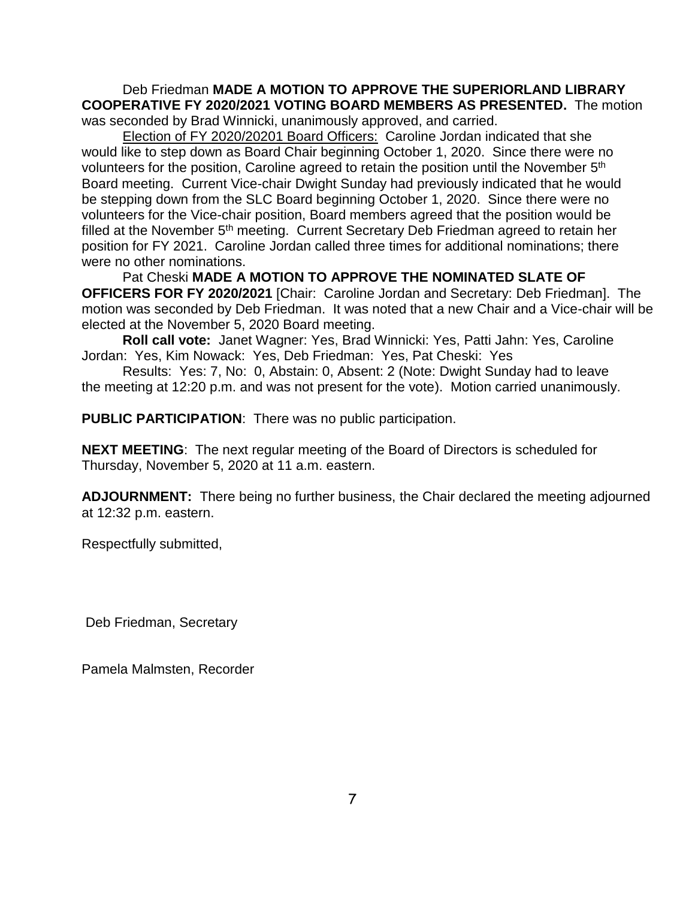Deb Friedman **MADE A MOTION TO APPROVE THE SUPERIORLAND LIBRARY COOPERATIVE FY 2020/2021 VOTING BOARD MEMBERS AS PRESENTED.** The motion was seconded by Brad Winnicki, unanimously approved, and carried.

Election of FY 2020/20201 Board Officers: Caroline Jordan indicated that she would like to step down as Board Chair beginning October 1, 2020. Since there were no volunteers for the position, Caroline agreed to retain the position until the November 5th Board meeting. Current Vice-chair Dwight Sunday had previously indicated that he would be stepping down from the SLC Board beginning October 1, 2020. Since there were no volunteers for the Vice-chair position, Board members agreed that the position would be filled at the November 5th meeting. Current Secretary Deb Friedman agreed to retain her position for FY 2021. Caroline Jordan called three times for additional nominations; there were no other nominations.

Pat Cheski **MADE A MOTION TO APPROVE THE NOMINATED SLATE OF OFFICERS FOR FY 2020/2021** [Chair: Caroline Jordan and Secretary: Deb Friedman]. The motion was seconded by Deb Friedman. It was noted that a new Chair and a Vice-chair will be elected at the November 5, 2020 Board meeting.

**Roll call vote:** Janet Wagner: Yes, Brad Winnicki: Yes, Patti Jahn: Yes, Caroline Jordan: Yes, Kim Nowack: Yes, Deb Friedman: Yes, Pat Cheski: Yes

Results: Yes: 7, No: 0, Abstain: 0, Absent: 2 (Note: Dwight Sunday had to leave the meeting at 12:20 p.m. and was not present for the vote). Motion carried unanimously.

**PUBLIC PARTICIPATION**: There was no public participation.

**NEXT MEETING**: The next regular meeting of the Board of Directors is scheduled for Thursday, November 5, 2020 at 11 a.m. eastern.

**ADJOURNMENT:** There being no further business, the Chair declared the meeting adjourned at 12:32 p.m. eastern.

Respectfully submitted,

Deb Friedman, Secretary

Pamela Malmsten, Recorder